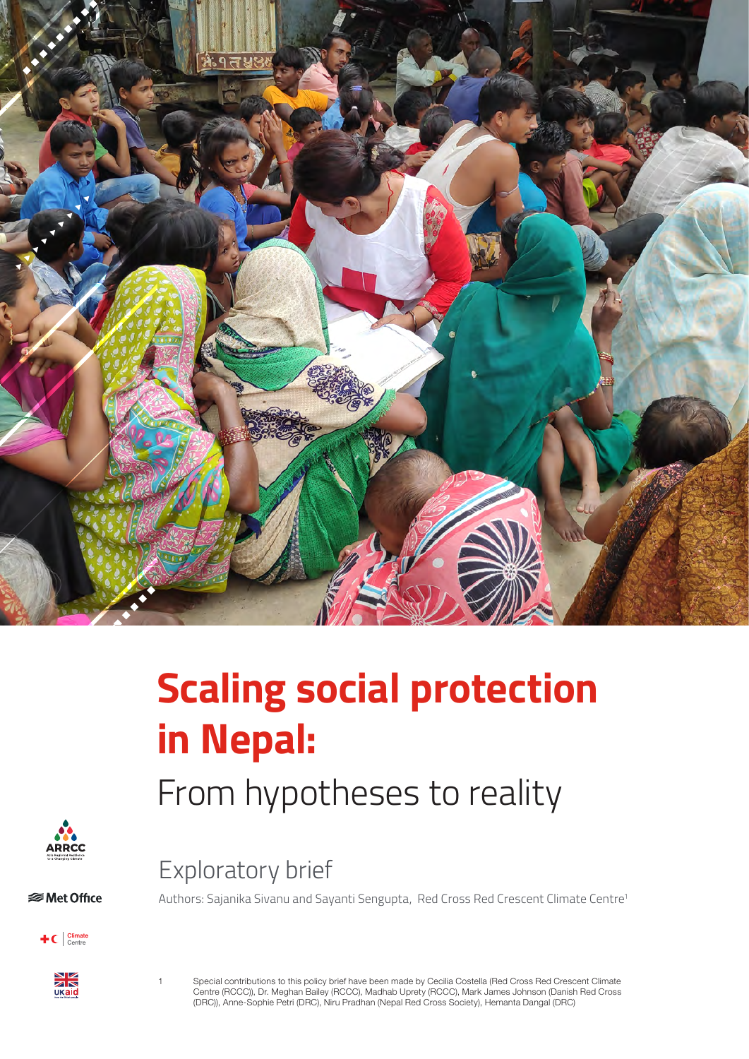# Scaling social protection in Nepal:

## From hypotheses to reality

### Exploratory brief

Authors: Sajanika Sivanu and Sayanti Sengupta, Red Cross Red Crescent Climate Centre[1]

[1] Special contributions to this policy brief have been made by Cecilia Costella (Red Cross Red Crescent Climate Centre (RCCC)), Dr. Meghan Bailey (RCCC), Madhab Uprety (RCCC), Mark James Johnson (Danish Red Cross (DRC)), Anne-Sophie Petri (DRC), Niru Pradhan (Nepal Red Cross Society), Hemanta Dangal (DRC)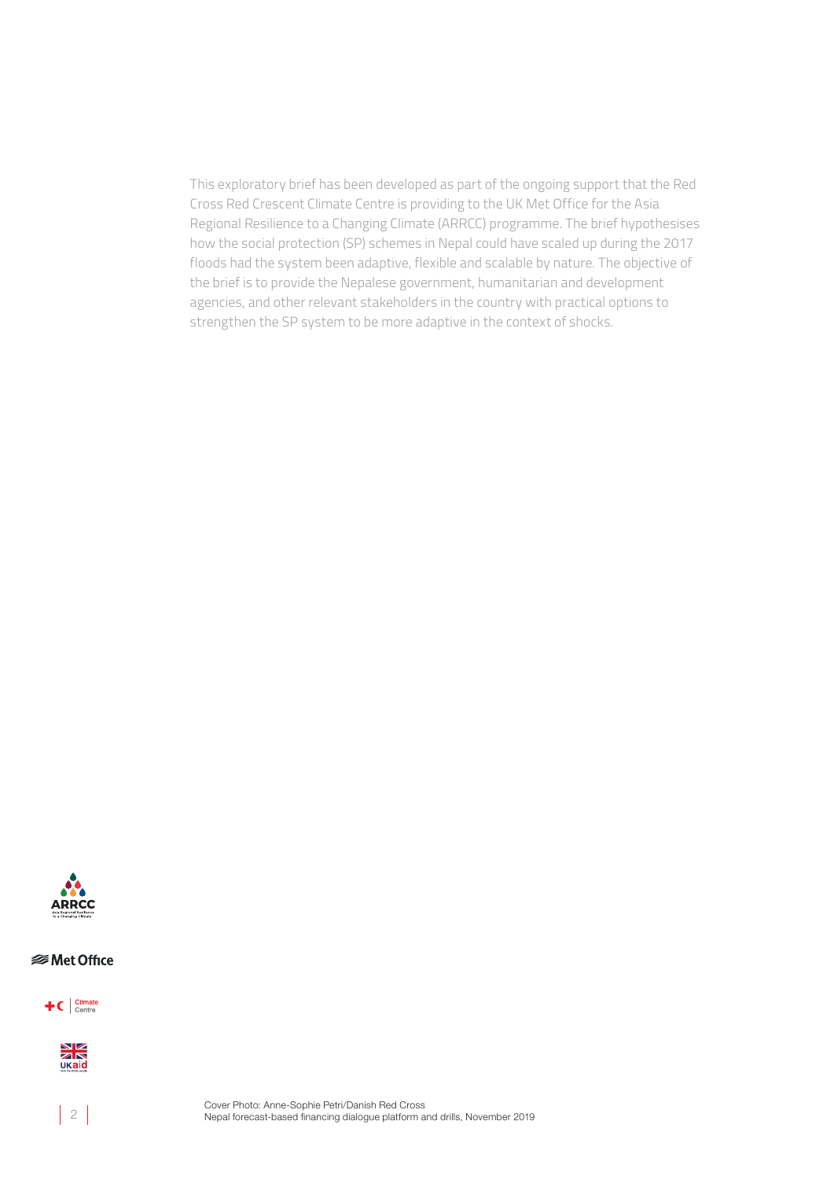This exploratory brief has been developed as part of the ongoing support that the Red Cross Red Crescent Climate Centre is providing to the UK Met Office for the Asia Regional Resilience to a Changing Climate (ARRCC) programme. The brief hypothesises how the social protection (SP) schemes in Nepal could have scaled up during the 2017 floods had the system been adaptive, flexible and scalable by nature. The objective of the brief is to provide the Nepalese government, humanitarian and development agencies, and other relevant stakeholders in the country with practical options to strengthen the SP system to be more adaptive in the context of shocks.

Cover Photo: Anne-Sophie Petri/Danish Red Cross
Nepal forecast-based financing dialogue platform and drills, November 2019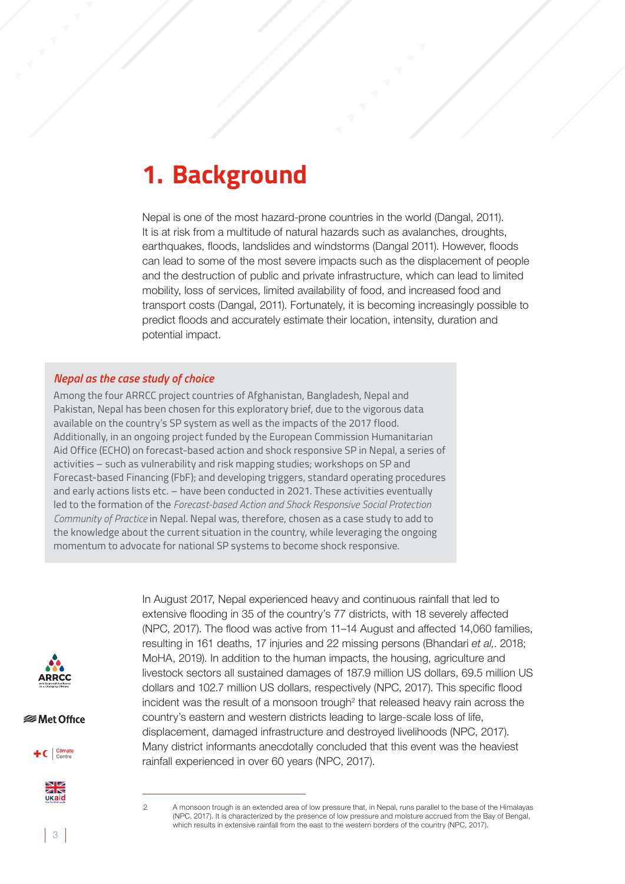# 1. Background

Nepal is one of the most hazard-prone countries in the world (Dangal, 2011). It is at risk from a multitude of natural hazards such as avalanches, droughts, earthquakes, floods, landslides and windstorms (Dangal 2011). However, floods can lead to some of the most severe impacts such as the displacement of people and the destruction of public and private infrastructure, which can lead to limited mobility, loss of services, limited availability of food, and increased food and transport costs (Dangal, 2011). Fortunately, it is becoming increasingly possible to predict floods and accurately estimate their location, intensity, duration and potential impact.

### *Nepal as the case study of choice*

Among the four ARRCC project countries of Afghanistan, Bangladesh, Nepal and Pakistan, Nepal has been chosen for this exploratory brief, due to the vigorous data available on the country's SP system as well as the impacts of the 2017 flood. Additionally, in an ongoing project funded by the European Commission Humanitarian Aid Office (ECHO) on forecast-based action and shock responsive SP in Nepal, a series of activities – such as vulnerability and risk mapping studies; workshops on SP and Forecast-based Financing (FbF); and developing triggers, standard operating procedures and early actions lists etc. – have been conducted in 2021. These activities eventually led to the formation of the *Forecast-based Action and Shock Responsive Social Protection Community of Practice* in Nepal. Nepal was, therefore, chosen as a case study to add to the knowledge about the current situation in the country, while leveraging the ongoing momentum to advocate for national SP systems to become shock responsive.

In August 2017, Nepal experienced heavy and continuous rainfall that led to extensive flooding in 35 of the country's 77 districts, with 18 severely affected (NPC, 2017). The flood was active from 11–14 August and affected 14,060 families, resulting in 161 deaths, 17 injuries and 22 missing persons (Bhandari *et al,*. 2018; MoHA, 2019). In addition to the human impacts, the housing, agriculture and livestock sectors all sustained damages of 187.9 million US dollars, 69.5 million US dollars and 102.7 million US dollars, respectively (NPC, 2017). This specific flood incident was the result of a monsoon trough[2] that released heavy rain across the country's eastern and western districts leading to large-scale loss of life, displacement, damaged infrastructure and destroyed livelihoods (NPC, 2017). Many district informants anecdotally concluded that this event was the heaviest rainfall experienced in over 60 years (NPC, 2017).

---

2 A monsoon trough is an extended area of low pressure that, in Nepal, runs parallel to the base of the Himalayas (NPC, 2017). It is characterized by the presence of low pressure and moisture accrued from the Bay of Bengal, which results in extensive rainfall from the east to the western borders of the country (NPC, 2017).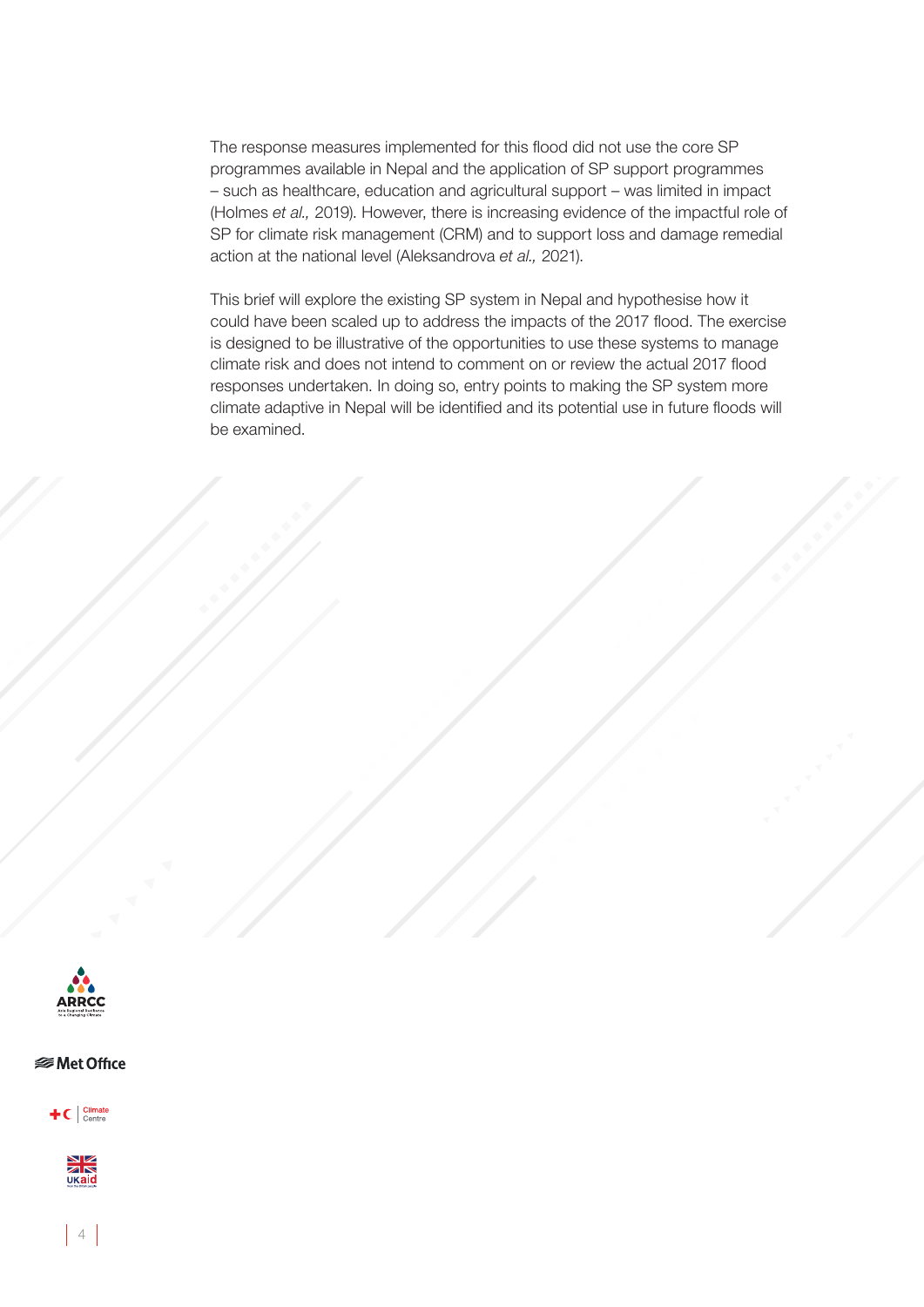The response measures implemented for this flood did not use the core SP programmes available in Nepal and the application of SP support programmes – such as healthcare, education and agricultural support – was limited in impact (Holmes *et al.,* 2019). However, there is increasing evidence of the impactful role of SP for climate risk management (CRM) and to support loss and damage remedial action at the national level (Aleksandrova *et al.,* 2021).

This brief will explore the existing SP system in Nepal and hypothesise how it could have been scaled up to address the impacts of the 2017 flood. The exercise is designed to be illustrative of the opportunities to use these systems to manage climate risk and does not intend to comment on or review the actual 2017 flood responses undertaken. In doing so, entry points to making the SP system more climate adaptive in Nepal will be identified and its potential use in future floods will be examined.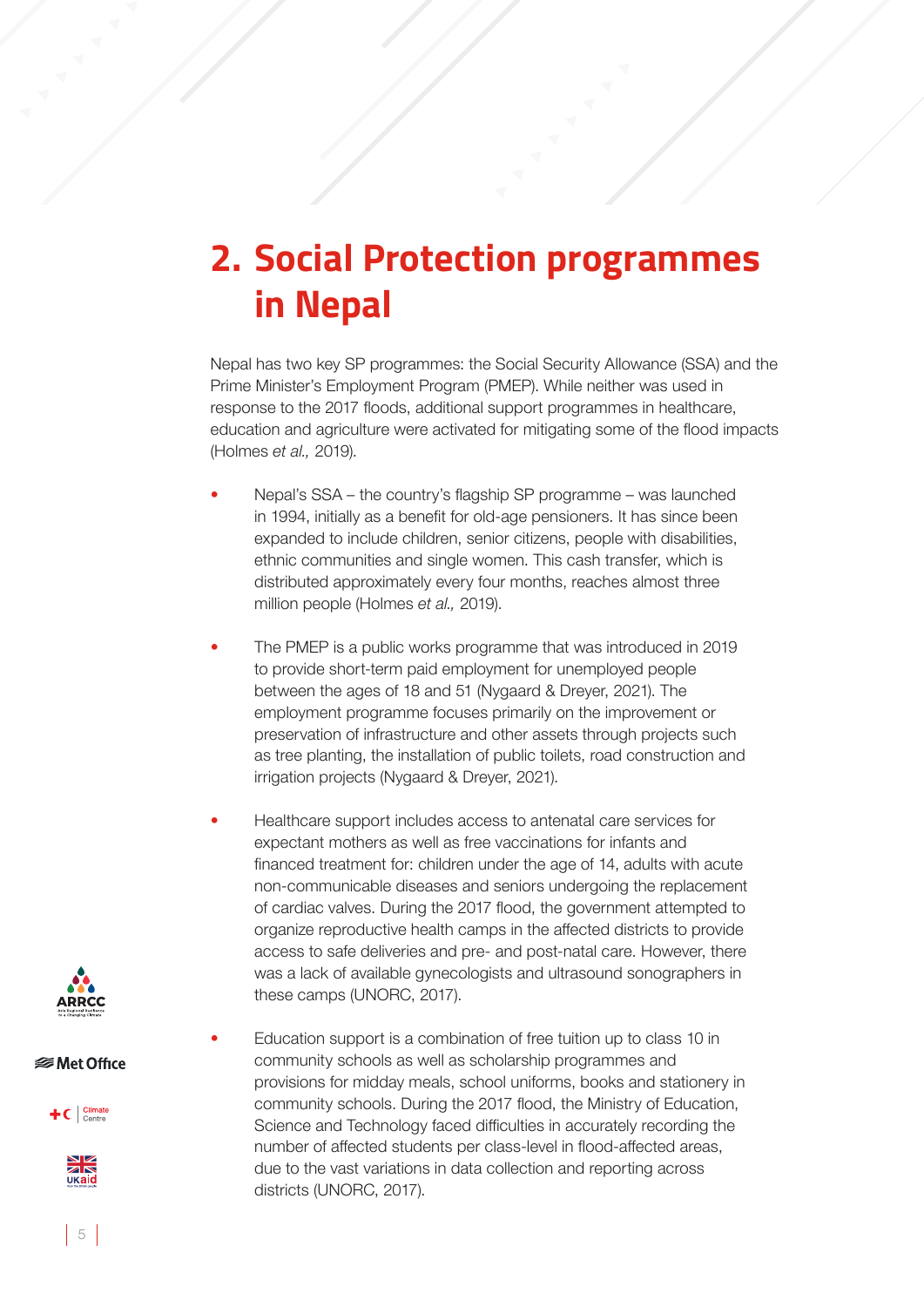# 2. Social Protection programmes in Nepal

Nepal has two key SP programmes: the Social Security Allowance (SSA) and the Prime Minister's Employment Program (PMEP). While neither was used in response to the 2017 floods, additional support programmes in healthcare, education and agriculture were activated for mitigating some of the flood impacts (Holmes *et al.,* 2019).

- Nepal's SSA – the country's flagship SP programme – was launched in 1994, initially as a benefit for old-age pensioners. It has since been expanded to include children, senior citizens, people with disabilities, ethnic communities and single women. This cash transfer, which is distributed approximately every four months, reaches almost three million people (Holmes *et al.,* 2019).

- The PMEP is a public works programme that was introduced in 2019 to provide short-term paid employment for unemployed people between the ages of 18 and 51 (Nygaard & Dreyer, 2021). The employment programme focuses primarily on the improvement or preservation of infrastructure and other assets through projects such as tree planting, the installation of public toilets, road construction and irrigation projects (Nygaard & Dreyer, 2021).

- Healthcare support includes access to antenatal care services for expectant mothers as well as free vaccinations for infants and financed treatment for: children under the age of 14, adults with acute non-communicable diseases and seniors undergoing the replacement of cardiac valves. During the 2017 flood, the government attempted to organize reproductive health camps in the affected districts to provide access to safe deliveries and pre- and post-natal care. However, there was a lack of available gynecologists and ultrasound sonographers in these camps (UNORC, 2017).

- Education support is a combination of free tuition up to class 10 in community schools as well as scholarship programmes and provisions for midday meals, school uniforms, books and stationery in community schools. During the 2017 flood, the Ministry of Education, Science and Technology faced difficulties in accurately recording the number of affected students per class-level in flood-affected areas, due to the vast variations in data collection and reporting across districts (UNORC, 2017).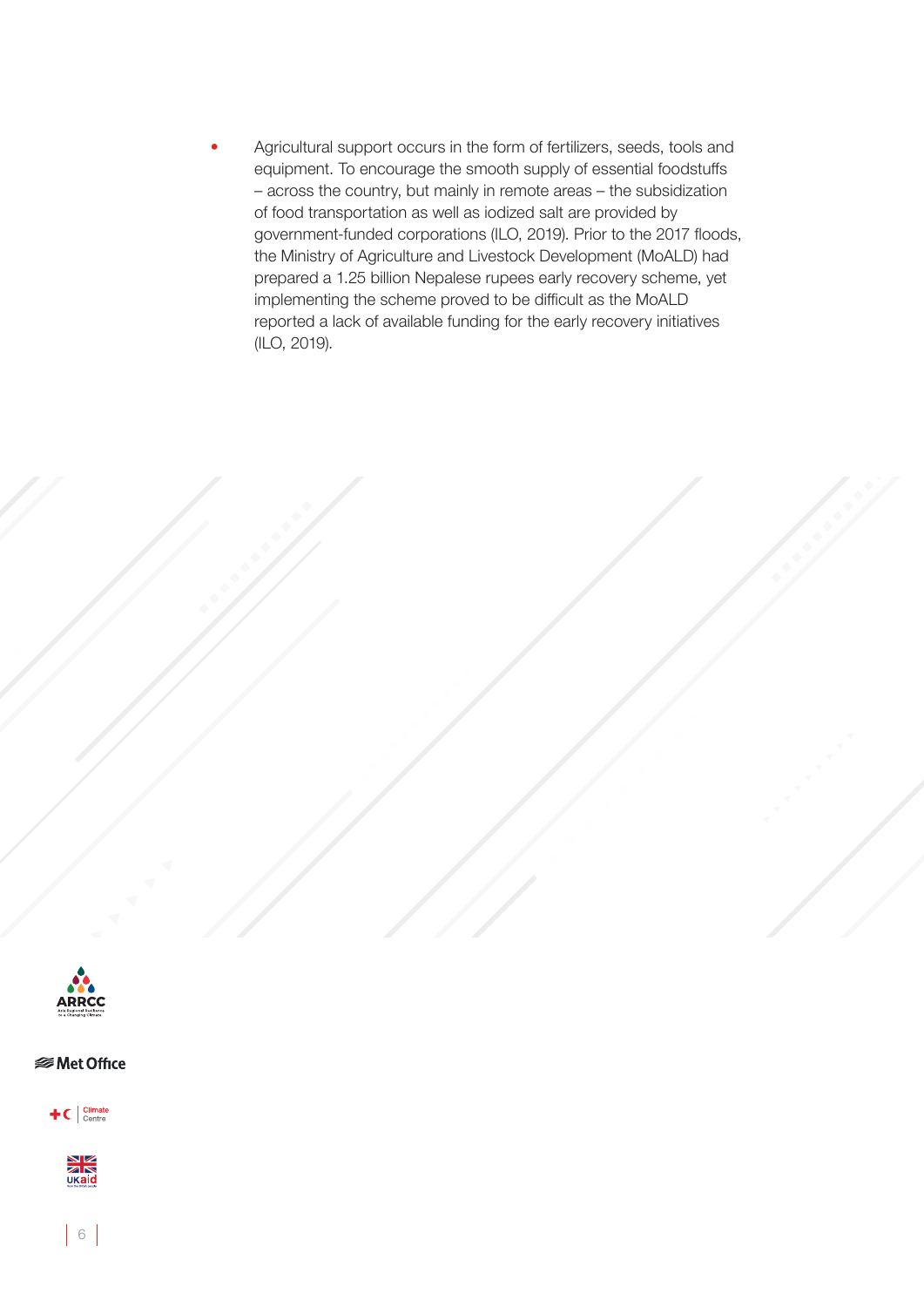- Agricultural support occurs in the form of fertilizers, seeds, tools and equipment. To encourage the smooth supply of essential foodstuffs – across the country, but mainly in remote areas – the subsidization of food transportation as well as iodized salt are provided by government-funded corporations (ILO, 2019). Prior to the 2017 floods, the Ministry of Agriculture and Livestock Development (MoALD) had prepared a 1.25 billion Nepalese rupees early recovery scheme, yet implementing the scheme proved to be difficult as the MoALD reported a lack of available funding for the early recovery initiatives (ILO, 2019).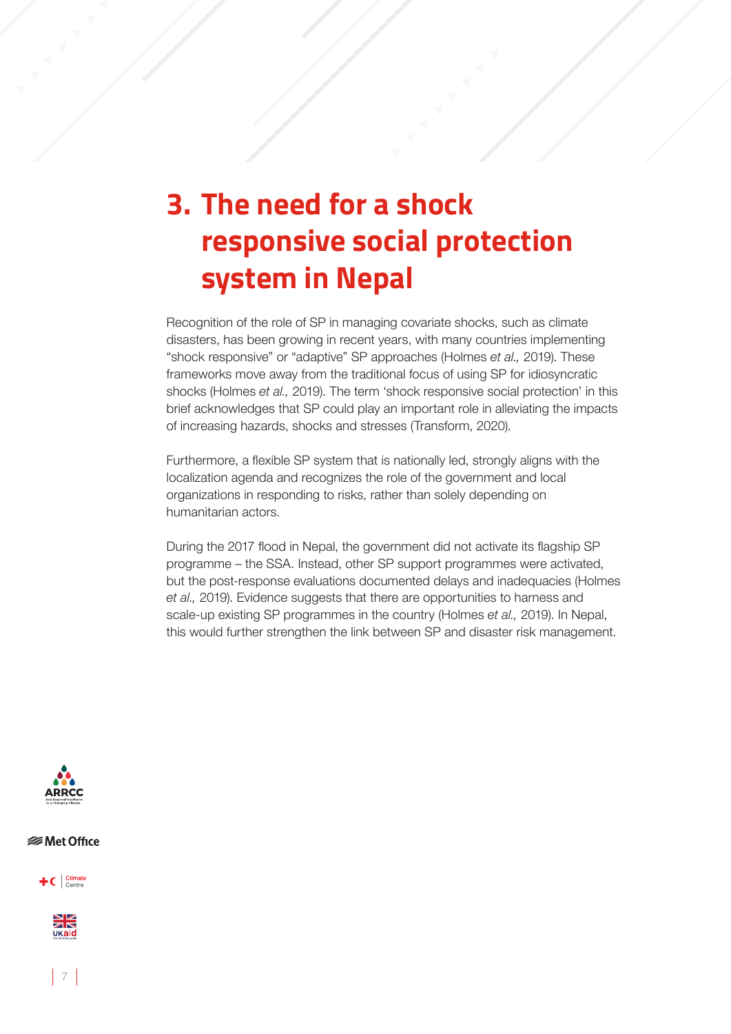# 3. The need for a shock responsive social protection system in Nepal

Recognition of the role of SP in managing covariate shocks, such as climate disasters, has been growing in recent years, with many countries implementing "shock responsive" or "adaptive" SP approaches (Holmes *et al.,* 2019). These frameworks move away from the traditional focus of using SP for idiosyncratic shocks (Holmes *et al.,* 2019). The term 'shock responsive social protection' in this brief acknowledges that SP could play an important role in alleviating the impacts of increasing hazards, shocks and stresses (Transform, 2020).

Furthermore, a flexible SP system that is nationally led, strongly aligns with the localization agenda and recognizes the role of the government and local organizations in responding to risks, rather than solely depending on humanitarian actors.

During the 2017 flood in Nepal, the government did not activate its flagship SP programme – the SSA. Instead, other SP support programmes were activated, but the post-response evaluations documented delays and inadequacies (Holmes *et al.,* 2019). Evidence suggests that there are opportunities to harness and scale-up existing SP programmes in the country (Holmes *et al.,* 2019). In Nepal, this would further strengthen the link between SP and disaster risk management.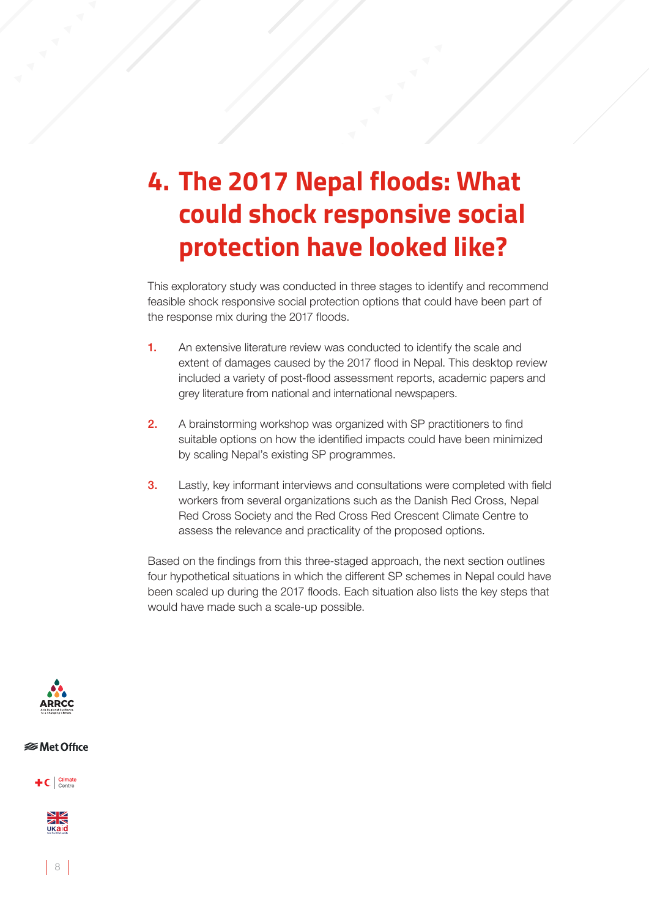# 4. The 2017 Nepal floods: What could shock responsive social protection have looked like?

This exploratory study was conducted in three stages to identify and recommend feasible shock responsive social protection options that could have been part of the response mix during the 2017 floods.

1. An extensive literature review was conducted to identify the scale and extent of damages caused by the 2017 flood in Nepal. This desktop review included a variety of post-flood assessment reports, academic papers and grey literature from national and international newspapers.

2. A brainstorming workshop was organized with SP practitioners to find suitable options on how the identified impacts could have been minimized by scaling Nepal's existing SP programmes.

3. Lastly, key informant interviews and consultations were completed with field workers from several organizations such as the Danish Red Cross, Nepal Red Cross Society and the Red Cross Red Crescent Climate Centre to assess the relevance and practicality of the proposed options.

Based on the findings from this three-staged approach, the next section outlines four hypothetical situations in which the different SP schemes in Nepal could have been scaled up during the 2017 floods. Each situation also lists the key steps that would have made such a scale-up possible.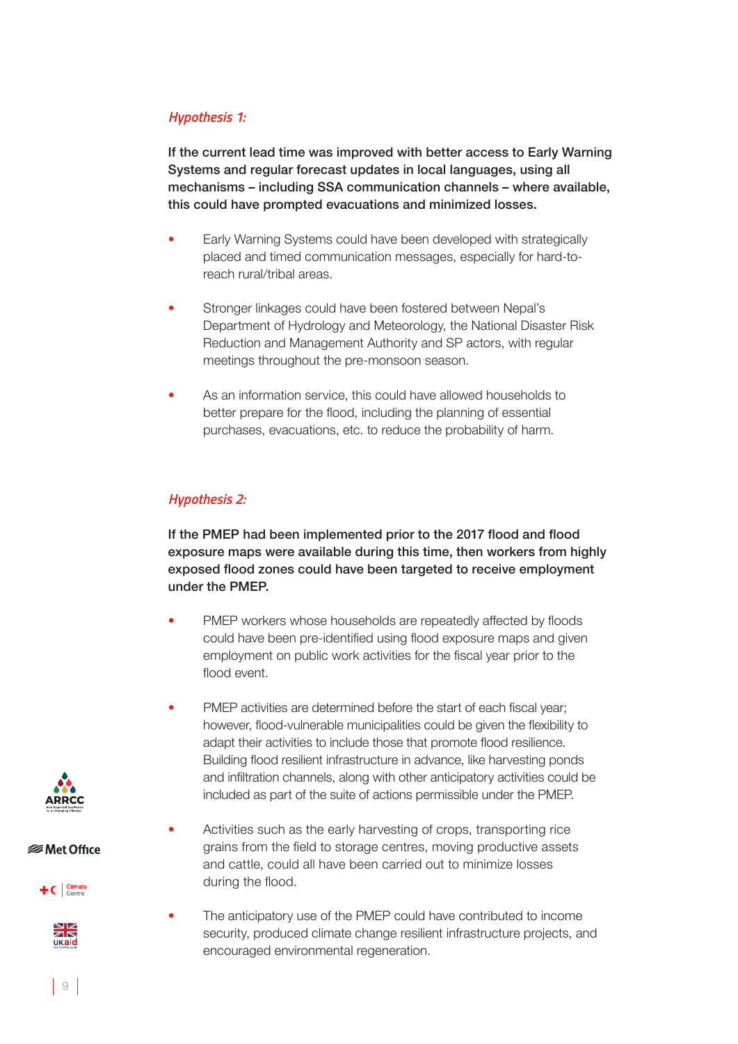*Hypothesis 1:*

**If the current lead time was improved with better access to Early Warning Systems and regular forecast updates in local languages, using all mechanisms – including SSA communication channels – where available, this could have prompted evacuations and minimized losses.**

- Early Warning Systems could have been developed with strategically placed and timed communication messages, especially for hard-to-reach rural/tribal areas.
- Stronger linkages could have been fostered between Nepal's Department of Hydrology and Meteorology, the National Disaster Risk Reduction and Management Authority and SP actors, with regular meetings throughout the pre-monsoon season.
- As an information service, this could have allowed households to better prepare for the flood, including the planning of essential purchases, evacuations, etc. to reduce the probability of harm.

*Hypothesis 2:*

**If the PMEP had been implemented prior to the 2017 flood and flood exposure maps were available during this time, then workers from highly exposed flood zones could have been targeted to receive employment under the PMEP.**

- PMEP workers whose households are repeatedly affected by floods could have been pre-identified using flood exposure maps and given employment on public work activities for the fiscal year prior to the flood event.
- PMEP activities are determined before the start of each fiscal year; however, flood-vulnerable municipalities could be given the flexibility to adapt their activities to include those that promote flood resilience. Building flood resilient infrastructure in advance, like harvesting ponds and infiltration channels, along with other anticipatory activities could be included as part of the suite of actions permissible under the PMEP.
- Activities such as the early harvesting of crops, transporting rice grains from the field to storage centres, moving productive assets and cattle, could all have been carried out to minimize losses during the flood.
- The anticipatory use of the PMEP could have contributed to income security, produced climate change resilient infrastructure projects, and encouraged environmental regeneration.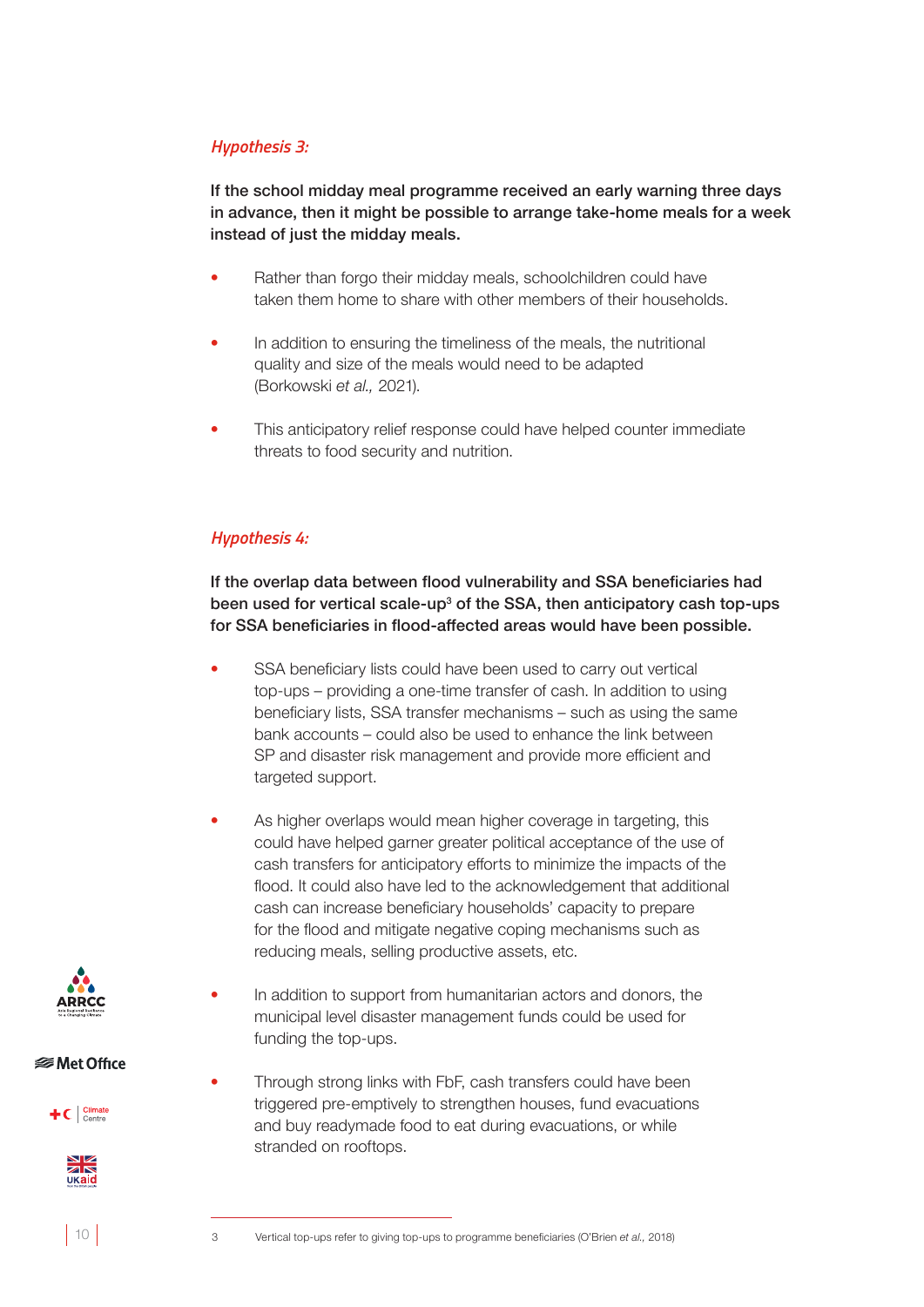*Hypothesis 3:*

**If the school midday meal programme received an early warning three days in advance, then it might be possible to arrange take-home meals for a week instead of just the midday meals.**

- Rather than forgo their midday meals, schoolchildren could have taken them home to share with other members of their households.
- In addition to ensuring the timeliness of the meals, the nutritional quality and size of the meals would need to be adapted (Borkowski *et al.,* 2021).
- This anticipatory relief response could have helped counter immediate threats to food security and nutrition.

*Hypothesis 4:*

**If the overlap data between flood vulnerability and SSA beneficiaries had been used for vertical scale-up[3] of the SSA, then anticipatory cash top-ups for SSA beneficiaries in flood-affected areas would have been possible.**

- SSA beneficiary lists could have been used to carry out vertical top-ups – providing a one-time transfer of cash. In addition to using beneficiary lists, SSA transfer mechanisms – such as using the same bank accounts – could also be used to enhance the link between SP and disaster risk management and provide more efficient and targeted support.
- As higher overlaps would mean higher coverage in targeting, this could have helped garner greater political acceptance of the use of cash transfers for anticipatory efforts to minimize the impacts of the flood. It could also have led to the acknowledgement that additional cash can increase beneficiary households' capacity to prepare for the flood and mitigate negative coping mechanisms such as reducing meals, selling productive assets, etc.
- In addition to support from humanitarian actors and donors, the municipal level disaster management funds could be used for funding the top-ups.
- Through strong links with FbF, cash transfers could have been triggered pre-emptively to strengthen houses, fund evacuations and buy readymade food to eat during evacuations, or while stranded on rooftops.

---

3 Vertical top-ups refer to giving top-ups to programme beneficiaries (O'Brien *et al.,* 2018)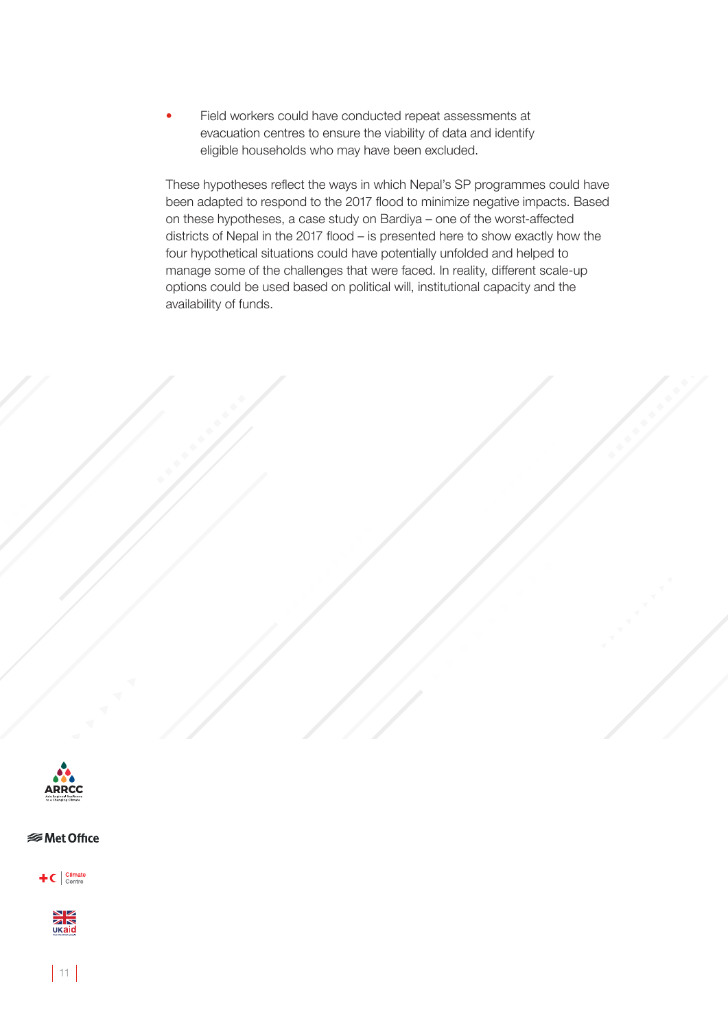- Field workers could have conducted repeat assessments at evacuation centres to ensure the viability of data and identify eligible households who may have been excluded.

These hypotheses reflect the ways in which Nepal's SP programmes could have been adapted to respond to the 2017 flood to minimize negative impacts. Based on these hypotheses, a case study on Bardiya – one of the worst-affected districts of Nepal in the 2017 flood – is presented here to show exactly how the four hypothetical situations could have potentially unfolded and helped to manage some of the challenges that were faced. In reality, different scale-up options could be used based on political will, institutional capacity and the availability of funds.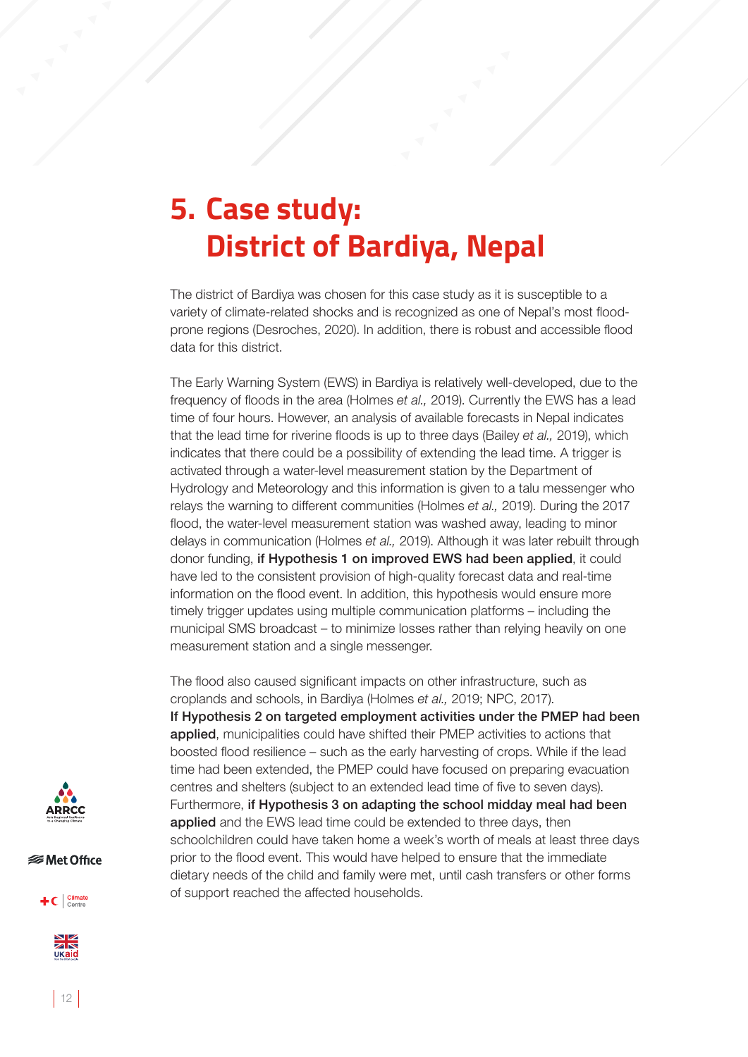# 5. Case study: District of Bardiya, Nepal

The district of Bardiya was chosen for this case study as it is susceptible to a variety of climate-related shocks and is recognized as one of Nepal's most flood-prone regions (Desroches, 2020). In addition, there is robust and accessible flood data for this district.

The Early Warning System (EWS) in Bardiya is relatively well-developed, due to the frequency of floods in the area (Holmes *et al.,* 2019). Currently the EWS has a lead time of four hours. However, an analysis of available forecasts in Nepal indicates that the lead time for riverine floods is up to three days (Bailey *et al.,* 2019), which indicates that there could be a possibility of extending the lead time. A trigger is activated through a water-level measurement station by the Department of Hydrology and Meteorology and this information is given to a talu messenger who relays the warning to different communities (Holmes *et al.,* 2019). During the 2017 flood, the water-level measurement station was washed away, leading to minor delays in communication (Holmes *et al.,* 2019). Although it was later rebuilt through donor funding, **if Hypothesis 1 on improved EWS had been applied**, it could have led to the consistent provision of high-quality forecast data and real-time information on the flood event. In addition, this hypothesis would ensure more timely trigger updates using multiple communication platforms – including the municipal SMS broadcast – to minimize losses rather than relying heavily on one measurement station and a single messenger.

The flood also caused significant impacts on other infrastructure, such as croplands and schools, in Bardiya (Holmes *et al.,* 2019; NPC, 2017). **If Hypothesis 2 on targeted employment activities under the PMEP had been applied**, municipalities could have shifted their PMEP activities to actions that boosted flood resilience – such as the early harvesting of crops. While if the lead time had been extended, the PMEP could have focused on preparing evacuation centres and shelters (subject to an extended lead time of five to seven days). Furthermore, **if Hypothesis 3 on adapting the school midday meal had been applied** and the EWS lead time could be extended to three days, then schoolchildren could have taken home a week's worth of meals at least three days prior to the flood event. This would have helped to ensure that the immediate dietary needs of the child and family were met, until cash transfers or other forms of support reached the affected households.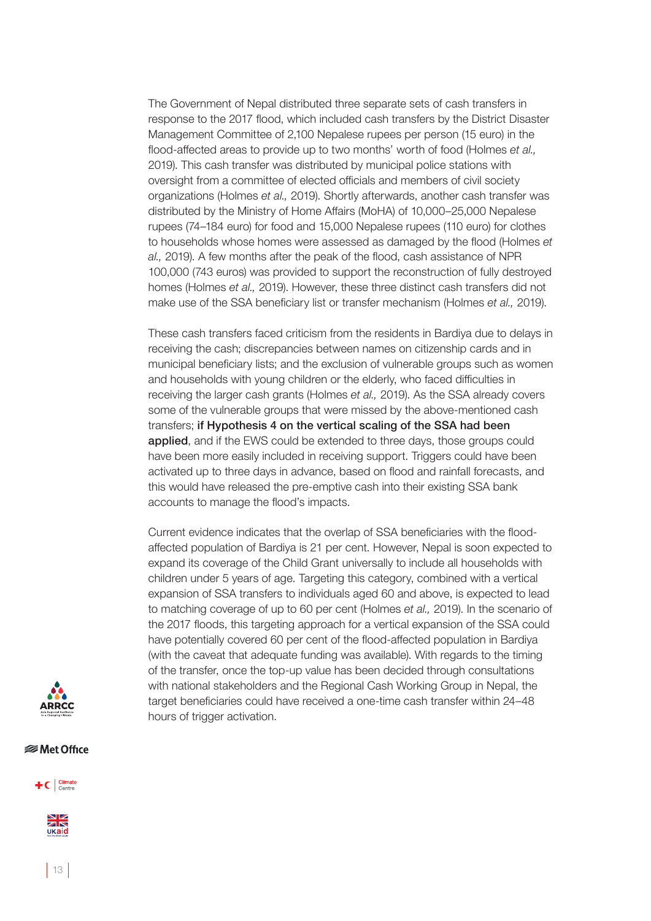The Government of Nepal distributed three separate sets of cash transfers in response to the 2017 flood, which included cash transfers by the District Disaster Management Committee of 2,100 Nepalese rupees per person (15 euro) in the flood-affected areas to provide up to two months' worth of food (Holmes *et al.,* 2019). This cash transfer was distributed by municipal police stations with oversight from a committee of elected officials and members of civil society organizations (Holmes *et al.,* 2019). Shortly afterwards, another cash transfer was distributed by the Ministry of Home Affairs (MoHA) of 10,000–25,000 Nepalese rupees (74–184 euro) for food and 15,000 Nepalese rupees (110 euro) for clothes to households whose homes were assessed as damaged by the flood (Holmes *et al.,* 2019). A few months after the peak of the flood, cash assistance of NPR 100,000 (743 euros) was provided to support the reconstruction of fully destroyed homes (Holmes *et al.,* 2019). However, these three distinct cash transfers did not make use of the SSA beneficiary list or transfer mechanism (Holmes *et al.,* 2019).

These cash transfers faced criticism from the residents in Bardiya due to delays in receiving the cash; discrepancies between names on citizenship cards and in municipal beneficiary lists; and the exclusion of vulnerable groups such as women and households with young children or the elderly, who faced difficulties in receiving the larger cash grants (Holmes *et al.,* 2019). As the SSA already covers some of the vulnerable groups that were missed by the above-mentioned cash transfers; **if Hypothesis 4 on the vertical scaling of the SSA had been applied**, and if the EWS could be extended to three days, those groups could have been more easily included in receiving support. Triggers could have been activated up to three days in advance, based on flood and rainfall forecasts, and this would have released the pre-emptive cash into their existing SSA bank accounts to manage the flood's impacts.

Current evidence indicates that the overlap of SSA beneficiaries with the flood-affected population of Bardiya is 21 per cent. However, Nepal is soon expected to expand its coverage of the Child Grant universally to include all households with children under 5 years of age. Targeting this category, combined with a vertical expansion of SSA transfers to individuals aged 60 and above, is expected to lead to matching coverage of up to 60 per cent (Holmes *et al.,* 2019). In the scenario of the 2017 floods, this targeting approach for a vertical expansion of the SSA could have potentially covered 60 per cent of the flood-affected population in Bardiya (with the caveat that adequate funding was available). With regards to the timing of the transfer, once the top-up value has been decided through consultations with national stakeholders and the Regional Cash Working Group in Nepal, the target beneficiaries could have received a one-time cash transfer within 24–48 hours of trigger activation.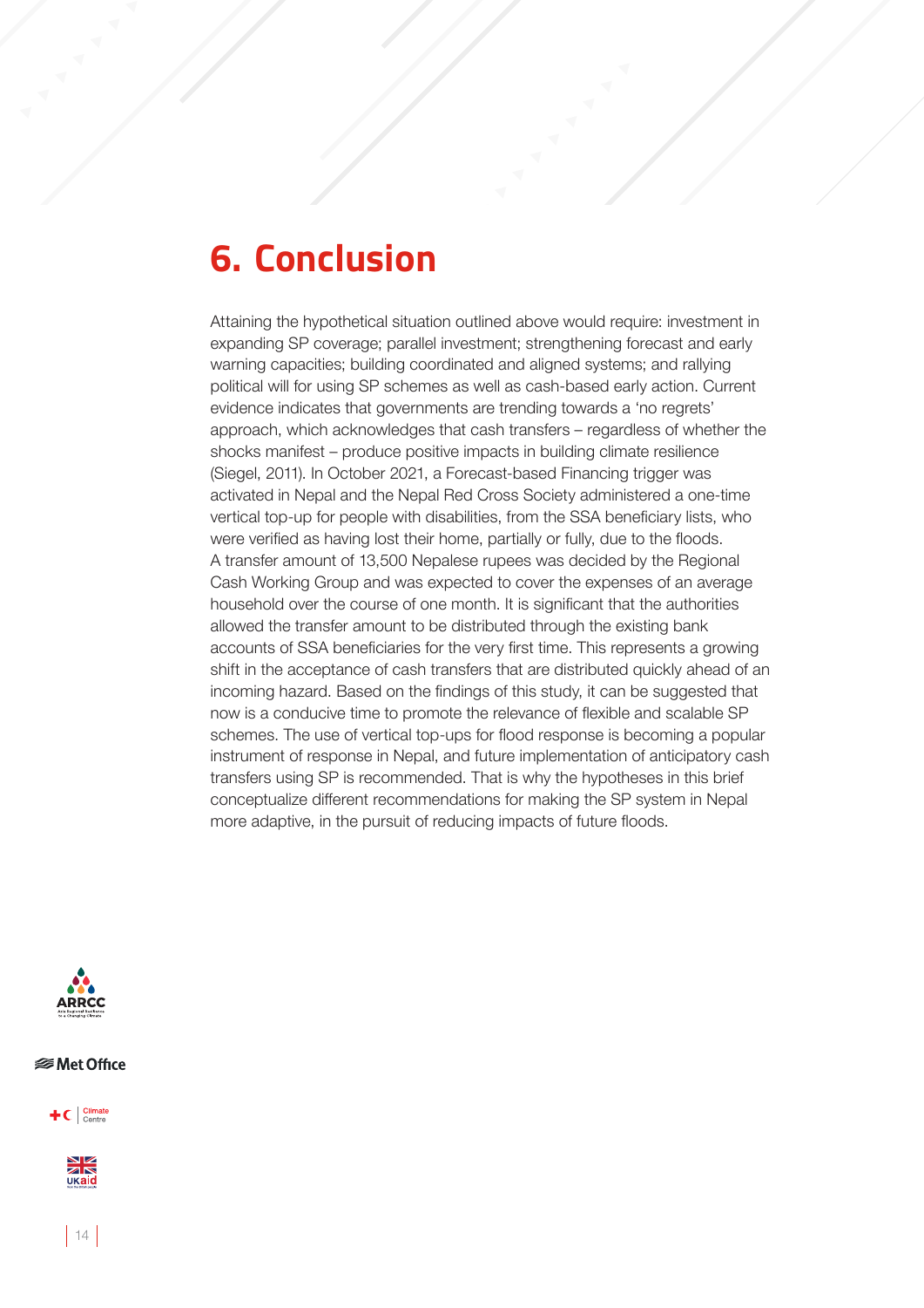# 6. Conclusion

Attaining the hypothetical situation outlined above would require: investment in expanding SP coverage; parallel investment; strengthening forecast and early warning capacities; building coordinated and aligned systems; and rallying political will for using SP schemes as well as cash-based early action. Current evidence indicates that governments are trending towards a 'no regrets' approach, which acknowledges that cash transfers – regardless of whether the shocks manifest – produce positive impacts in building climate resilience (Siegel, 2011). In October 2021, a Forecast-based Financing trigger was activated in Nepal and the Nepal Red Cross Society administered a one-time vertical top-up for people with disabilities, from the SSA beneficiary lists, who were verified as having lost their home, partially or fully, due to the floods. A transfer amount of 13,500 Nepalese rupees was decided by the Regional Cash Working Group and was expected to cover the expenses of an average household over the course of one month. It is significant that the authorities allowed the transfer amount to be distributed through the existing bank accounts of SSA beneficiaries for the very first time. This represents a growing shift in the acceptance of cash transfers that are distributed quickly ahead of an incoming hazard. Based on the findings of this study, it can be suggested that now is a conducive time to promote the relevance of flexible and scalable SP schemes. The use of vertical top-ups for flood response is becoming a popular instrument of response in Nepal, and future implementation of anticipatory cash transfers using SP is recommended. That is why the hypotheses in this brief conceptualize different recommendations for making the SP system in Nepal more adaptive, in the pursuit of reducing impacts of future floods.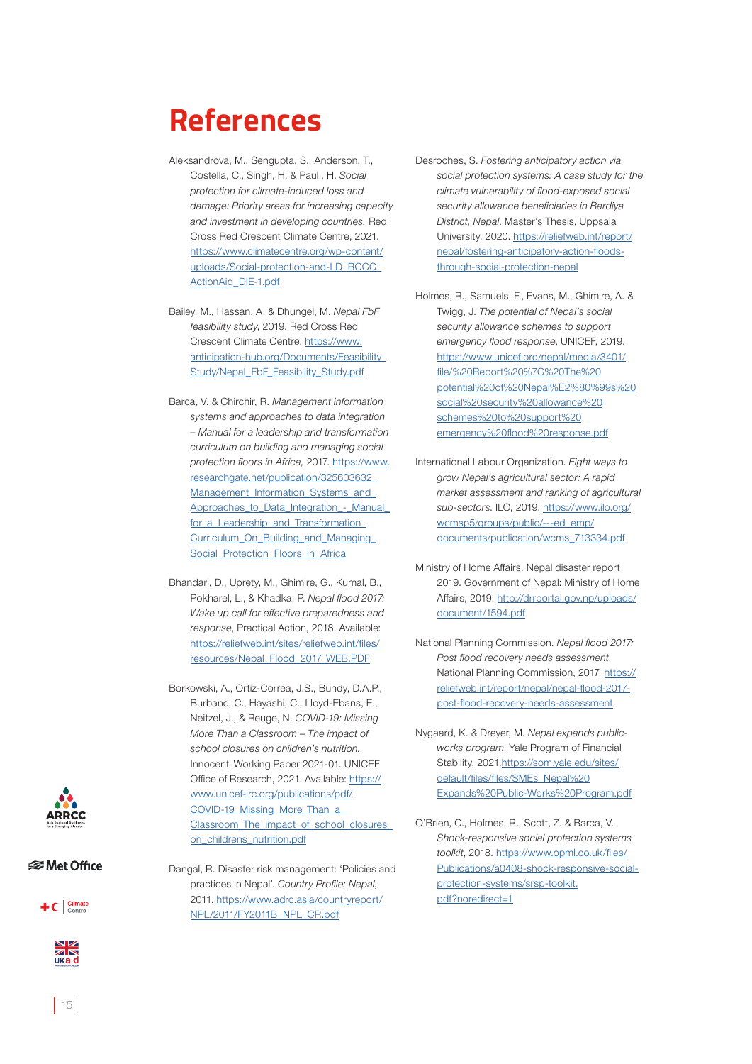# References

Aleksandrova, M., Sengupta, S., Anderson, T., Costella, C., Singh, H. & Paul., H. *Social protection for climate-induced loss and damage: Priority areas for increasing capacity and investment in developing countries.* Red Cross Red Crescent Climate Centre, 2021. https://www.climatecentre.org/wp-content/uploads/Social-protection-and-LD_RCCC_ActionAid_DIE-1.pdf

Bailey, M., Hassan, A. & Dhungel, M. *Nepal FbF feasibility study*, 2019. Red Cross Red Crescent Climate Centre. https://www.anticipation-hub.org/Documents/Feasibility_Study/Nepal_FbF_Feasibility_Study.pdf

Barca, V. & Chirchir, R. *Management information systems and approaches to data integration – Manual for a leadership and transformation curriculum on building and managing social protection floors in Africa,* 2017. https://www.researchgate.net/publication/325603632_Management_Information_Systems_and_Approaches_to_Data_Integration_-_Manual_for_a_Leadership_and_Transformation_Curriculum_On_Building_and_Managing_Social_Protection_Floors_in_Africa

Bhandari, D., Uprety, M., Ghimire, G., Kumal, B., Pokharel, L., & Khadka, P. *Nepal flood 2017: Wake up call for effective preparedness and response*, Practical Action, 2018. Available: https://reliefweb.int/sites/reliefweb.int/files/resources/Nepal_Flood_2017_WEB.PDF

Borkowski, A., Ortiz-Correa, J.S., Bundy, D.A.P., Burbano, C., Hayashi, C., Lloyd-Ebans, E., Neitzel, J., & Reuge, N. *COVID-19: Missing More Than a Classroom – The impact of school closures on children's nutrition.* Innocenti Working Paper 2021-01. UNICEF Office of Research, 2021. Available: https://www.unicef-irc.org/publications/pdf/COVID-19_Missing_More_Than_a_Classroom_The_impact_of_school_closures_on_childrens_nutrition.pdf

Dangal, R. Disaster risk management: 'Policies and practices in Nepal'. *Country Profile: Nepal*, 2011. https://www.adrc.asia/countryreport/NPL/2011/FY2011B_NPL_CR.pdf

Desroches, S. *Fostering anticipatory action via social protection systems: A case study for the climate vulnerability of flood-exposed social security allowance beneficiaries in Bardiya District, Nepal.* Master's Thesis, Uppsala University, 2020. https://reliefweb.int/report/nepal/fostering-anticipatory-action-floods-through-social-protection-nepal

Holmes, R., Samuels, F., Evans, M., Ghimire, A. & Twigg, J. *The potential of Nepal's social security allowance schemes to support emergency flood response*, UNICEF, 2019. https://www.unicef.org/nepal/media/3401/file/%20Report%20%7C%20The%20potential%20of%20Nepal%E2%80%99s%20social%20security%20allowance%20schemes%20to%20support%20emergency%20flood%20response.pdf

International Labour Organization. *Eight ways to grow Nepal's agricultural sector: A rapid market assessment and ranking of agricultural sub-sectors.* ILO, 2019. https://www.ilo.org/wcmsp5/groups/public/---ed_emp/documents/publication/wcms_713334.pdf

Ministry of Home Affairs. Nepal disaster report 2019. Government of Nepal: Ministry of Home Affairs, 2019. http://drrportal.gov.np/uploads/document/1594.pdf

National Planning Commission. *Nepal flood 2017: Post flood recovery needs assessment.* National Planning Commission, 2017. https://reliefweb.int/report/nepal/nepal-flood-2017-post-flood-recovery-needs-assessment

Nygaard, K. & Dreyer, M. *Nepal expands public-works program.* Yale Program of Financial Stability, 2021.https://som.yale.edu/sites/default/files/files/SMEs_Nepal%20Expands%20Public-Works%20Program.pdf

O'Brien, C., Holmes, R., Scott, Z. & Barca, V. *Shock-responsive social protection systems toolkit*, 2018. https://www.opml.co.uk/files/Publications/a0408-shock-responsive-social-protection-systems/srsp-toolkit.pdf?noredirect=1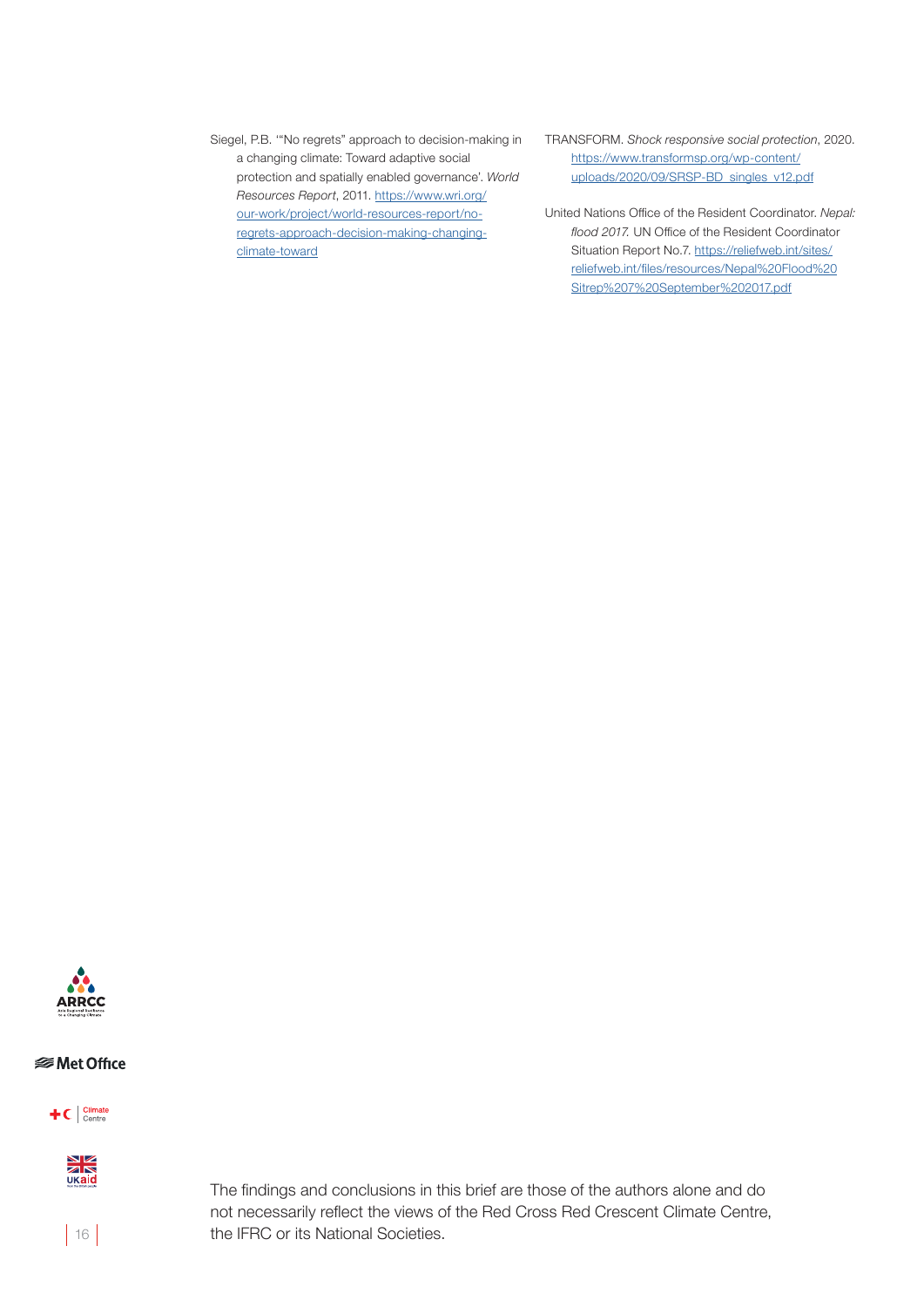Siegel, P.B. '"No regrets" approach to decision-making in a changing climate: Toward adaptive social protection and spatially enabled governance'. *World Resources Report*, 2011. https://www.wri.org/our-work/project/world-resources-report/no-regrets-approach-decision-making-changing-climate-toward

TRANSFORM. *Shock responsive social protection*, 2020. https://www.transformsp.org/wp-content/uploads/2020/09/SRSP-BD_singles_v12.pdf

United Nations Office of the Resident Coordinator. *Nepal: flood 2017.* UN Office of the Resident Coordinator Situation Report No.7. https://reliefweb.int/sites/reliefweb.int/files/resources/Nepal%20Flood%20Sitrep%207%20September%202017.pdf

The findings and conclusions in this brief are those of the authors alone and do not necessarily reflect the views of the Red Cross Red Crescent Climate Centre, the IFRC or its National Societies.